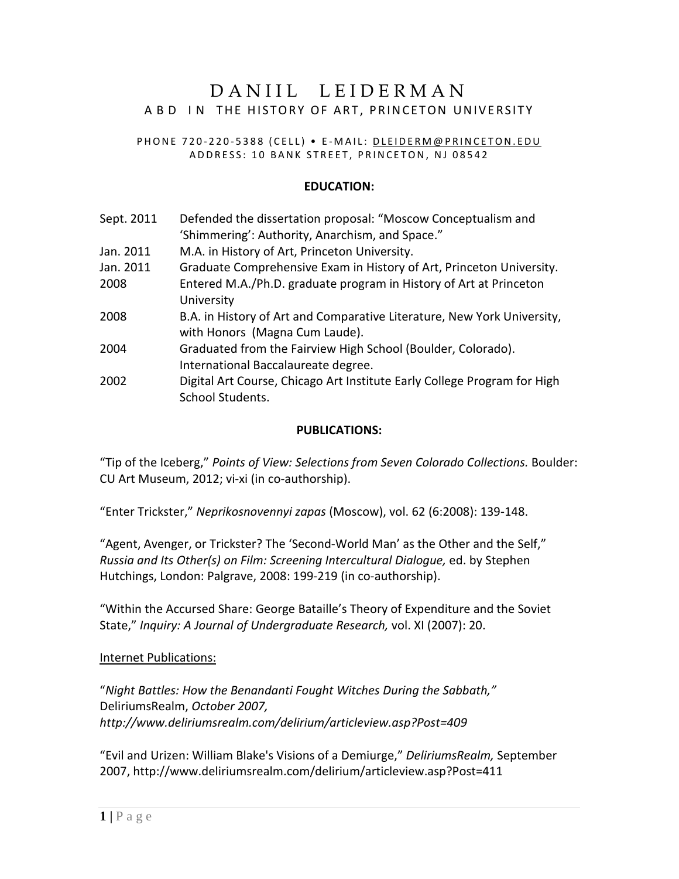# DANIIL LEIDERMAN

## ABD IN THE HISTORY OF ART, PRINCETON UNIVERSITY

PHONE 720-220-5388 (CELL) • E-MAIL: DLEIDERM@PRINCETON.EDU
ADDRESS: 10 BANK STREET, PRINCETON, NJ 08542

### EDUCATION:

| | |
|---|---|
| Sept. 2011 | Defended the dissertation proposal: "Moscow Conceptualism and 'Shimmering': Authority, Anarchism, and Space." |
| Jan. 2011 | M.A. in History of Art, Princeton University. |
| Jan. 2011 | Graduate Comprehensive Exam in History of Art, Princeton University. |
| 2008 | Entered M.A./Ph.D. graduate program in History of Art at Princeton University |
| 2008 | B.A. in History of Art and Comparative Literature, New York University, with Honors (Magna Cum Laude). |
| 2004 | Graduated from the Fairview High School (Boulder, Colorado). International Baccalaureate degree. |
| 2002 | Digital Art Course, Chicago Art Institute Early College Program for High School Students. |

### PUBLICATIONS:

"Tip of the Iceberg," *Points of View: Selections from Seven Colorado Collections.* Boulder: CU Art Museum, 2012; vi-xi (in co-authorship).

"Enter Trickster," *Neprikosnovennyi zapas* (Moscow), vol. 62 (6:2008): 139-148.

"Agent, Avenger, or Trickster? The 'Second-World Man' as the Other and the Self," *Russia and Its Other(s) on Film: Screening Intercultural Dialogue,* ed. by Stephen Hutchings, London: Palgrave, 2008: 199-219 (in co-authorship).

"Within the Accursed Share: George Bataille's Theory of Expenditure and the Soviet State," *Inquiry: A Journal of Undergraduate Research,* vol. XI (2007): 20.

Internet Publications:

"*Night Battles: How the Benandanti Fought Witches During the Sabbath,"* DeliriumsRealm, *October 2007, http://www.deliriumsrealm.com/delirium/articleview.asp?Post=409*

"Evil and Urizen: William Blake's Visions of a Demiurge," *DeliriumsRealm,* September 2007, http://www.deliriumsrealm.com/delirium/articleview.asp?Post=411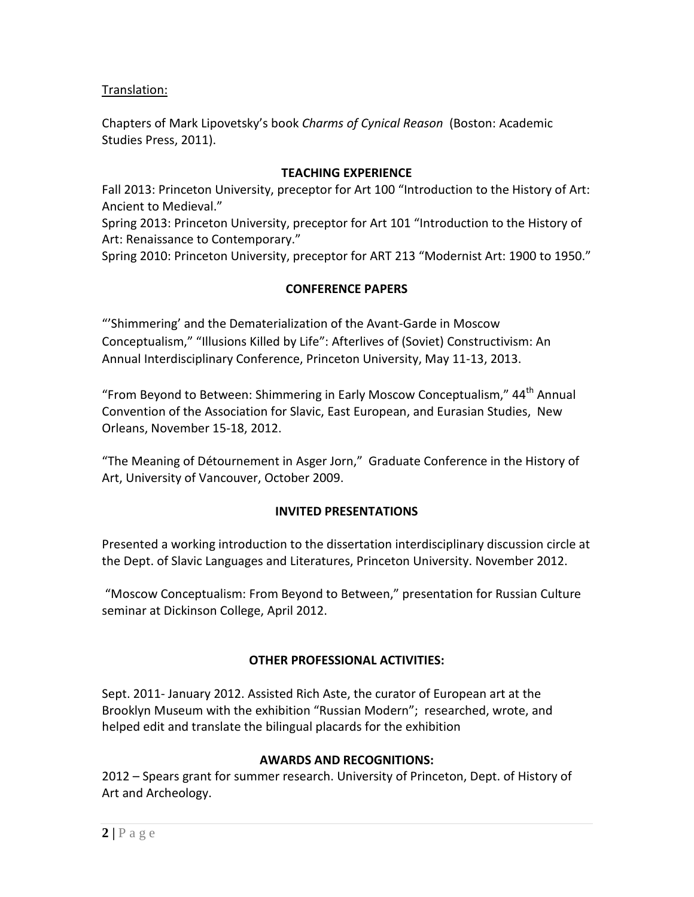<u>Translation:</u>

Chapters of Mark Lipovetsky's book *Charms of Cynical Reason* (Boston: Academic Studies Press, 2011).

## TEACHING EXPERIENCE

Fall 2013: Princeton University, preceptor for Art 100 "Introduction to the History of Art: Ancient to Medieval."

Spring 2013: Princeton University, preceptor for Art 101 "Introduction to the History of Art: Renaissance to Contemporary."

Spring 2010: Princeton University, preceptor for ART 213 "Modernist Art: 1900 to 1950."

## CONFERENCE PAPERS

"'Shimmering' and the Dematerialization of the Avant-Garde in Moscow Conceptualism," "Illusions Killed by Life": Afterlives of (Soviet) Constructivism: An Annual Interdisciplinary Conference, Princeton University, May 11-13, 2013.

"From Beyond to Between: Shimmering in Early Moscow Conceptualism," 44th Annual Convention of the Association for Slavic, East European, and Eurasian Studies, New Orleans, November 15-18, 2012.

"The Meaning of Détournement in Asger Jorn," Graduate Conference in the History of Art, University of Vancouver, October 2009.

## INVITED PRESENTATIONS

Presented a working introduction to the dissertation interdisciplinary discussion circle at the Dept. of Slavic Languages and Literatures, Princeton University. November 2012.

"Moscow Conceptualism: From Beyond to Between," presentation for Russian Culture seminar at Dickinson College, April 2012.

## OTHER PROFESSIONAL ACTIVITIES:

Sept. 2011- January 2012. Assisted Rich Aste, the curator of European art at the Brooklyn Museum with the exhibition "Russian Modern"; researched, wrote, and helped edit and translate the bilingual placards for the exhibition

## AWARDS AND RECOGNITIONS:

2012 – Spears grant for summer research. University of Princeton, Dept. of History of Art and Archeology.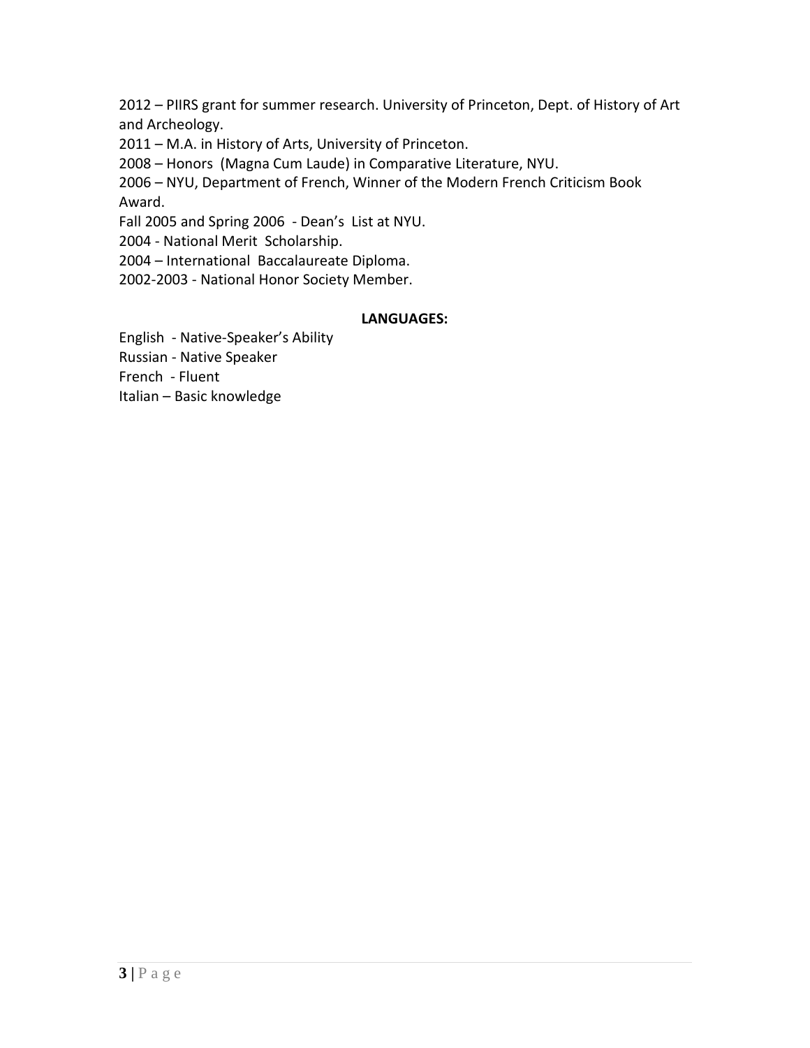2012 – PIIRS grant for summer research. University of Princeton, Dept. of History of Art and Archeology.

2011 – M.A. in History of Arts, University of Princeton.

2008 – Honors (Magna Cum Laude) in Comparative Literature, NYU.

2006 – NYU, Department of French, Winner of the Modern French Criticism Book Award.

Fall 2005 and Spring 2006 - Dean's List at NYU.

2004 - National Merit Scholarship.

2004 – International Baccalaureate Diploma.

2002-2003 - National Honor Society Member.

**LANGUAGES:**

English - Native-Speaker's Ability
Russian - Native Speaker
French - Fluent
Italian – Basic knowledge